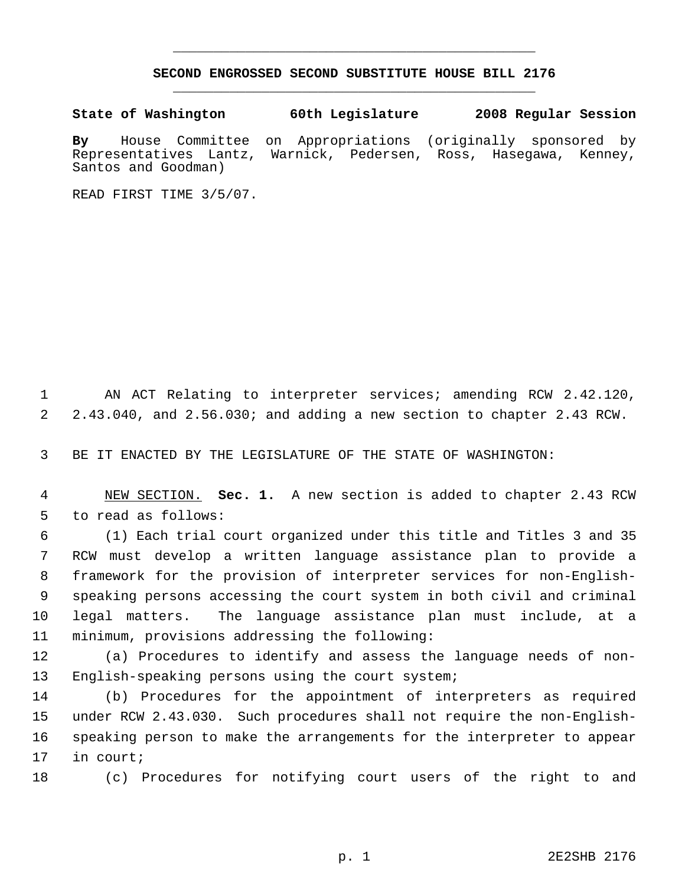# SECOND ENGROSSED SECOND SUBSTITUTE HOUSE BILL 2176

**State of Washington 60th Legislature 2008 Regular Session**

**By** House Committee on Appropriations (originally sponsored by Representatives Lantz, Warnick, Pedersen, Ross, Hasegawa, Kenney, Santos and Goodman)

READ FIRST TIME 3/5/07.

AN ACT Relating to interpreter services; amending RCW 2.42.120, 2.43.040, and 2.56.030; and adding a new section to chapter 2.43 RCW.

BE IT ENACTED BY THE LEGISLATURE OF THE STATE OF WASHINGTON:

NEW SECTION. **Sec. 1.** A new section is added to chapter 2.43 RCW to read as follows:

(1) Each trial court organized under this title and Titles 3 and 35 RCW must develop a written language assistance plan to provide a framework for the provision of interpreter services for non-English-speaking persons accessing the court system in both civil and criminal legal matters. The language assistance plan must include, at a minimum, provisions addressing the following:

(a) Procedures to identify and assess the language needs of non-English-speaking persons using the court system;

(b) Procedures for the appointment of interpreters as required under RCW 2.43.030. Such procedures shall not require the non-English-speaking person to make the arrangements for the interpreter to appear in court;

(c) Procedures for notifying court users of the right to and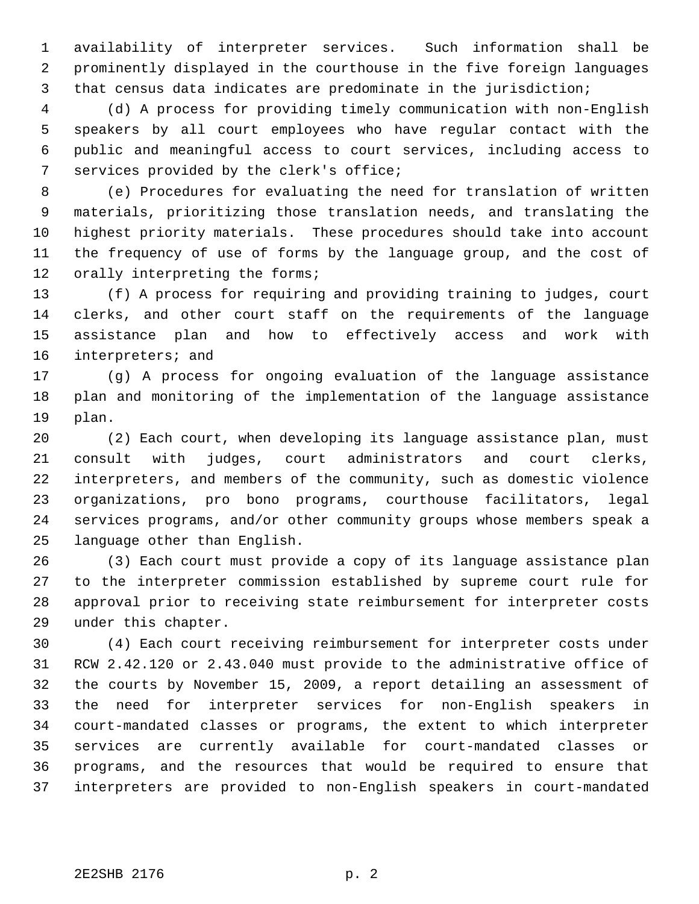availability of interpreter services. Such information shall be prominently displayed in the courthouse in the five foreign languages that census data indicates are predominate in the jurisdiction;

(d) A process for providing timely communication with non-English speakers by all court employees who have regular contact with the public and meaningful access to court services, including access to services provided by the clerk's office;

(e) Procedures for evaluating the need for translation of written materials, prioritizing those translation needs, and translating the highest priority materials. These procedures should take into account the frequency of use of forms by the language group, and the cost of orally interpreting the forms;

(f) A process for requiring and providing training to judges, court clerks, and other court staff on the requirements of the language assistance plan and how to effectively access and work with interpreters; and

(g) A process for ongoing evaluation of the language assistance plan and monitoring of the implementation of the language assistance plan.

(2) Each court, when developing its language assistance plan, must consult with judges, court administrators and court clerks, interpreters, and members of the community, such as domestic violence organizations, pro bono programs, courthouse facilitators, legal services programs, and/or other community groups whose members speak a language other than English.

(3) Each court must provide a copy of its language assistance plan to the interpreter commission established by supreme court rule for approval prior to receiving state reimbursement for interpreter costs under this chapter.

(4) Each court receiving reimbursement for interpreter costs under RCW 2.42.120 or 2.43.040 must provide to the administrative office of the courts by November 15, 2009, a report detailing an assessment of the need for interpreter services for non-English speakers in court-mandated classes or programs, the extent to which interpreter services are currently available for court-mandated classes or programs, and the resources that would be required to ensure that interpreters are provided to non-English speakers in court-mandated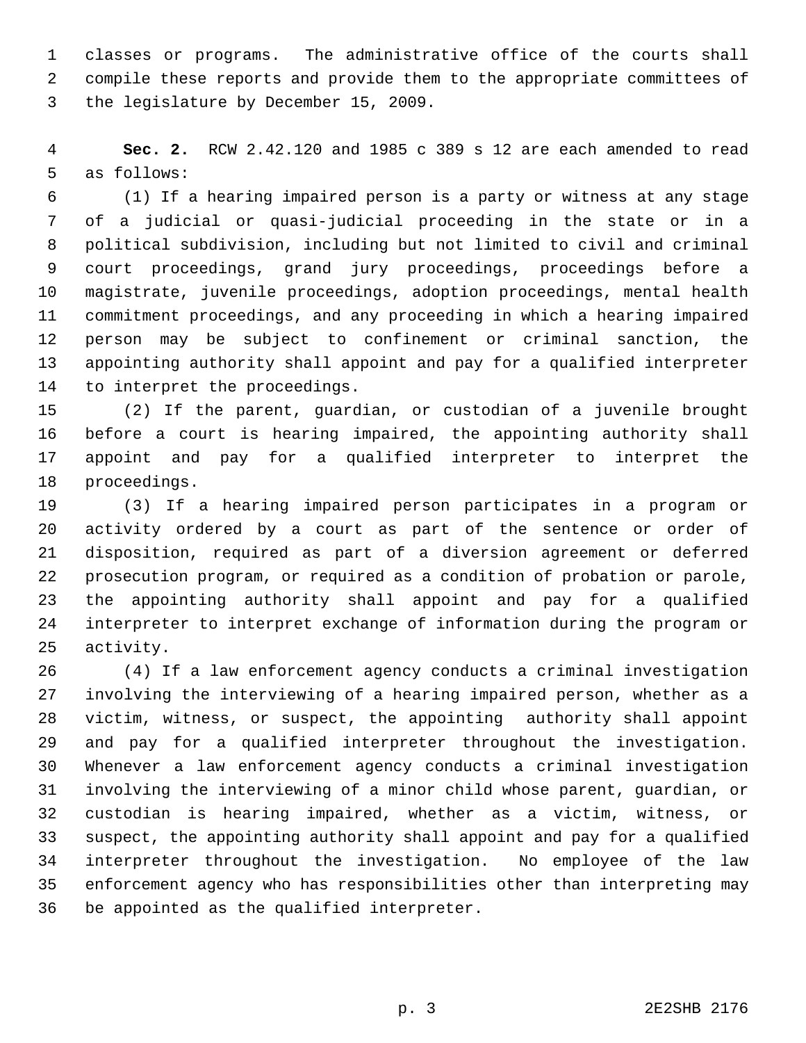classes or programs. The administrative office of the courts shall compile these reports and provide them to the appropriate committees of the legislature by December 15, 2009.

**Sec. 2.** RCW 2.42.120 and 1985 c 389 s 12 are each amended to read as follows:

(1) If a hearing impaired person is a party or witness at any stage of a judicial or quasi-judicial proceeding in the state or in a political subdivision, including but not limited to civil and criminal court proceedings, grand jury proceedings, proceedings before a magistrate, juvenile proceedings, adoption proceedings, mental health commitment proceedings, and any proceeding in which a hearing impaired person may be subject to confinement or criminal sanction, the appointing authority shall appoint and pay for a qualified interpreter to interpret the proceedings.

(2) If the parent, guardian, or custodian of a juvenile brought before a court is hearing impaired, the appointing authority shall appoint and pay for a qualified interpreter to interpret the proceedings.

(3) If a hearing impaired person participates in a program or activity ordered by a court as part of the sentence or order of disposition, required as part of a diversion agreement or deferred prosecution program, or required as a condition of probation or parole, the appointing authority shall appoint and pay for a qualified interpreter to interpret exchange of information during the program or activity.

(4) If a law enforcement agency conducts a criminal investigation involving the interviewing of a hearing impaired person, whether as a victim, witness, or suspect, the appointing authority shall appoint and pay for a qualified interpreter throughout the investigation. Whenever a law enforcement agency conducts a criminal investigation involving the interviewing of a minor child whose parent, guardian, or custodian is hearing impaired, whether as a victim, witness, or suspect, the appointing authority shall appoint and pay for a qualified interpreter throughout the investigation. No employee of the law enforcement agency who has responsibilities other than interpreting may be appointed as the qualified interpreter.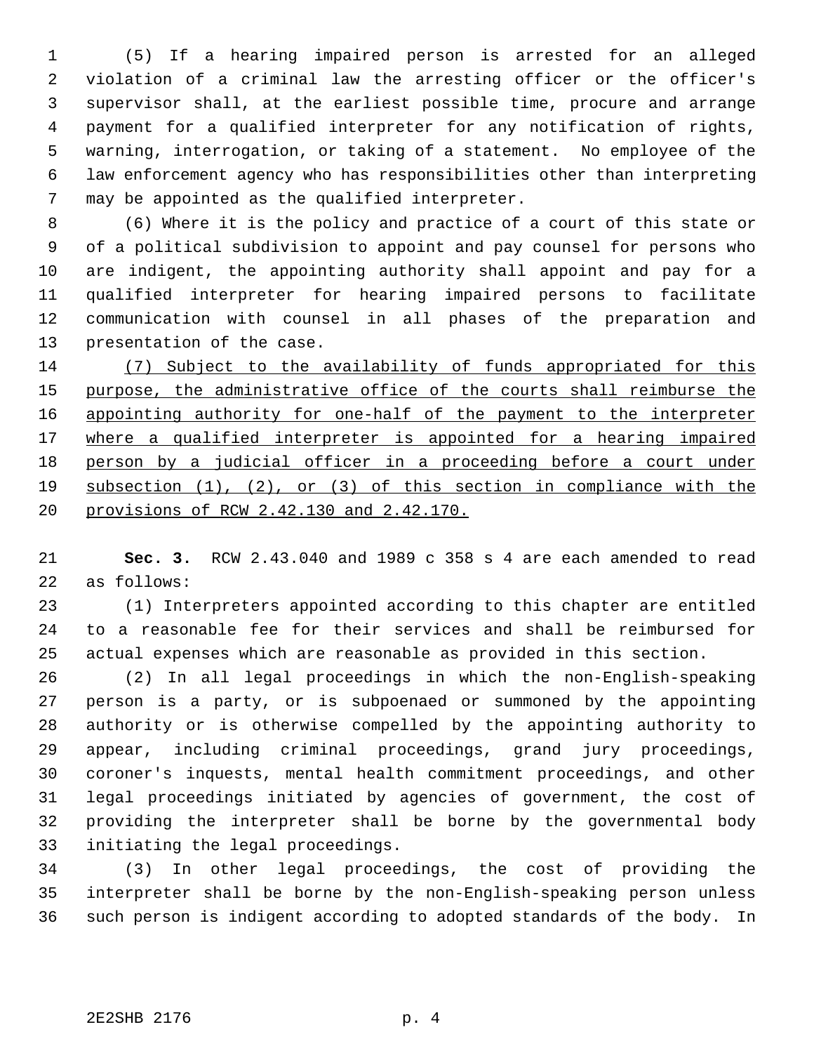(5) If a hearing impaired person is arrested for an alleged violation of a criminal law the arresting officer or the officer's supervisor shall, at the earliest possible time, procure and arrange payment for a qualified interpreter for any notification of rights, warning, interrogation, or taking of a statement. No employee of the law enforcement agency who has responsibilities other than interpreting may be appointed as the qualified interpreter.

(6) Where it is the policy and practice of a court of this state or of a political subdivision to appoint and pay counsel for persons who are indigent, the appointing authority shall appoint and pay for a qualified interpreter for hearing impaired persons to facilitate communication with counsel in all phases of the preparation and presentation of the case.

<u>(7) Subject to the availability of funds appropriated for this purpose, the administrative office of the courts shall reimburse the appointing authority for one-half of the payment to the interpreter where a qualified interpreter is appointed for a hearing impaired person by a judicial officer in a proceeding before a court under subsection (1), (2), or (3) of this section in compliance with the provisions of RCW 2.42.130 and 2.42.170.</u>

**Sec. 3.** RCW 2.43.040 and 1989 c 358 s 4 are each amended to read as follows:

(1) Interpreters appointed according to this chapter are entitled to a reasonable fee for their services and shall be reimbursed for actual expenses which are reasonable as provided in this section.

(2) In all legal proceedings in which the non-English-speaking person is a party, or is subpoenaed or summoned by the appointing authority or is otherwise compelled by the appointing authority to appear, including criminal proceedings, grand jury proceedings, coroner's inquests, mental health commitment proceedings, and other legal proceedings initiated by agencies of government, the cost of providing the interpreter shall be borne by the governmental body initiating the legal proceedings.

(3) In other legal proceedings, the cost of providing the interpreter shall be borne by the non-English-speaking person unless such person is indigent according to adopted standards of the body. In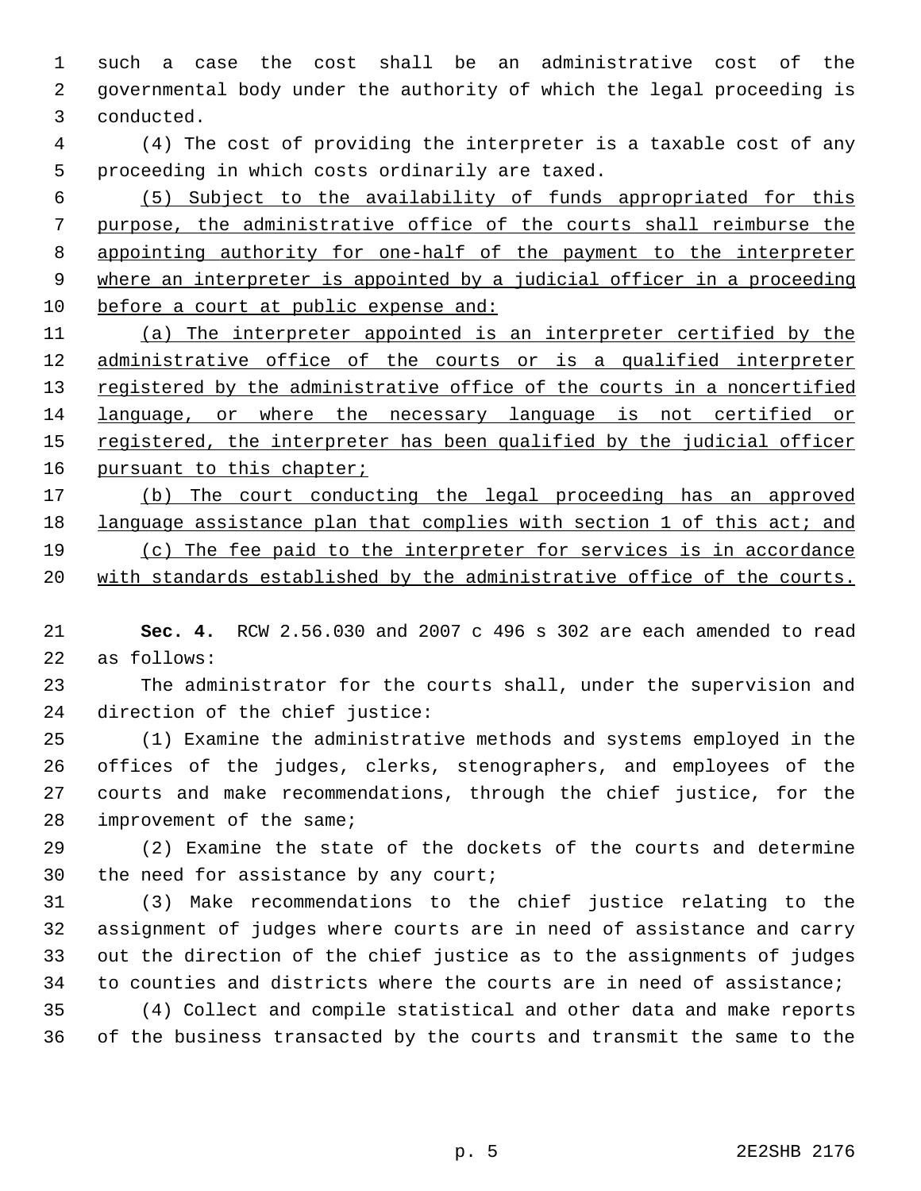such a case the cost shall be an administrative cost of the governmental body under the authority of which the legal proceeding is conducted.

(4) The cost of providing the interpreter is a taxable cost of any proceeding in which costs ordinarily are taxed.

<u>(5) Subject to the availability of funds appropriated for this purpose, the administrative office of the courts shall reimburse the appointing authority for one-half of the payment to the interpreter where an interpreter is appointed by a judicial officer in a proceeding before a court at public expense and:</u>

<u>(a) The interpreter appointed is an interpreter certified by the administrative office of the courts or is a qualified interpreter registered by the administrative office of the courts in a noncertified language, or where the necessary language is not certified or registered, the interpreter has been qualified by the judicial officer pursuant to this chapter;</u>

<u>(b) The court conducting the legal proceeding has an approved language assistance plan that complies with section 1 of this act; and</u>

<u>(c) The fee paid to the interpreter for services is in accordance with standards established by the administrative office of the courts.</u>

**Sec. 4.** RCW 2.56.030 and 2007 c 496 s 302 are each amended to read as follows:

The administrator for the courts shall, under the supervision and direction of the chief justice:

(1) Examine the administrative methods and systems employed in the offices of the judges, clerks, stenographers, and employees of the courts and make recommendations, through the chief justice, for the improvement of the same;

(2) Examine the state of the dockets of the courts and determine the need for assistance by any court;

(3) Make recommendations to the chief justice relating to the assignment of judges where courts are in need of assistance and carry out the direction of the chief justice as to the assignments of judges to counties and districts where the courts are in need of assistance;

(4) Collect and compile statistical and other data and make reports of the business transacted by the courts and transmit the same to the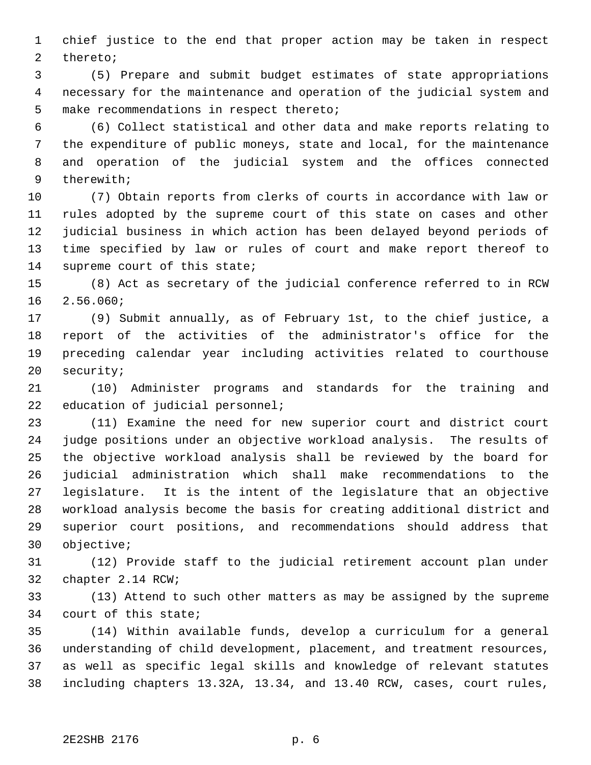chief justice to the end that proper action may be taken in respect thereto;

(5) Prepare and submit budget estimates of state appropriations necessary for the maintenance and operation of the judicial system and make recommendations in respect thereto;

(6) Collect statistical and other data and make reports relating to the expenditure of public moneys, state and local, for the maintenance and operation of the judicial system and the offices connected therewith;

(7) Obtain reports from clerks of courts in accordance with law or rules adopted by the supreme court of this state on cases and other judicial business in which action has been delayed beyond periods of time specified by law or rules of court and make report thereof to supreme court of this state;

(8) Act as secretary of the judicial conference referred to in RCW 2.56.060;

(9) Submit annually, as of February 1st, to the chief justice, a report of the activities of the administrator's office for the preceding calendar year including activities related to courthouse security;

(10) Administer programs and standards for the training and education of judicial personnel;

(11) Examine the need for new superior court and district court judge positions under an objective workload analysis. The results of the objective workload analysis shall be reviewed by the board for judicial administration which shall make recommendations to the legislature. It is the intent of the legislature that an objective workload analysis become the basis for creating additional district and superior court positions, and recommendations should address that objective;

(12) Provide staff to the judicial retirement account plan under chapter 2.14 RCW;

(13) Attend to such other matters as may be assigned by the supreme court of this state;

(14) Within available funds, develop a curriculum for a general understanding of child development, placement, and treatment resources, as well as specific legal skills and knowledge of relevant statutes including chapters 13.32A, 13.34, and 13.40 RCW, cases, court rules,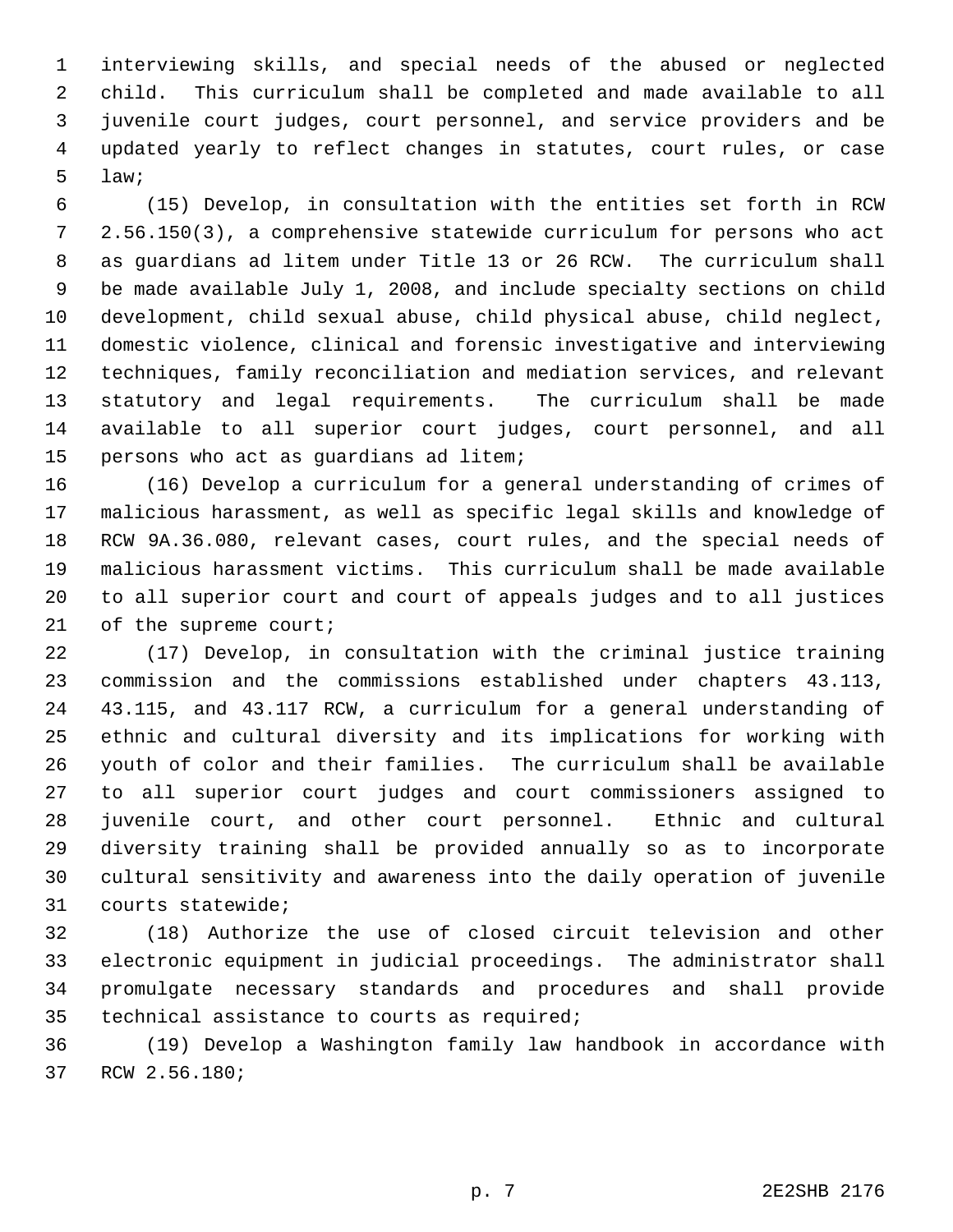interviewing skills, and special needs of the abused or neglected child. This curriculum shall be completed and made available to all juvenile court judges, court personnel, and service providers and be updated yearly to reflect changes in statutes, court rules, or case law;

(15) Develop, in consultation with the entities set forth in RCW 2.56.150(3), a comprehensive statewide curriculum for persons who act as guardians ad litem under Title 13 or 26 RCW. The curriculum shall be made available July 1, 2008, and include specialty sections on child development, child sexual abuse, child physical abuse, child neglect, domestic violence, clinical and forensic investigative and interviewing techniques, family reconciliation and mediation services, and relevant statutory and legal requirements. The curriculum shall be made available to all superior court judges, court personnel, and all persons who act as guardians ad litem;

(16) Develop a curriculum for a general understanding of crimes of malicious harassment, as well as specific legal skills and knowledge of RCW 9A.36.080, relevant cases, court rules, and the special needs of malicious harassment victims. This curriculum shall be made available to all superior court and court of appeals judges and to all justices of the supreme court;

(17) Develop, in consultation with the criminal justice training commission and the commissions established under chapters 43.113, 43.115, and 43.117 RCW, a curriculum for a general understanding of ethnic and cultural diversity and its implications for working with youth of color and their families. The curriculum shall be available to all superior court judges and court commissioners assigned to juvenile court, and other court personnel. Ethnic and cultural diversity training shall be provided annually so as to incorporate cultural sensitivity and awareness into the daily operation of juvenile courts statewide;

(18) Authorize the use of closed circuit television and other electronic equipment in judicial proceedings. The administrator shall promulgate necessary standards and procedures and shall provide technical assistance to courts as required;

(19) Develop a Washington family law handbook in accordance with RCW 2.56.180;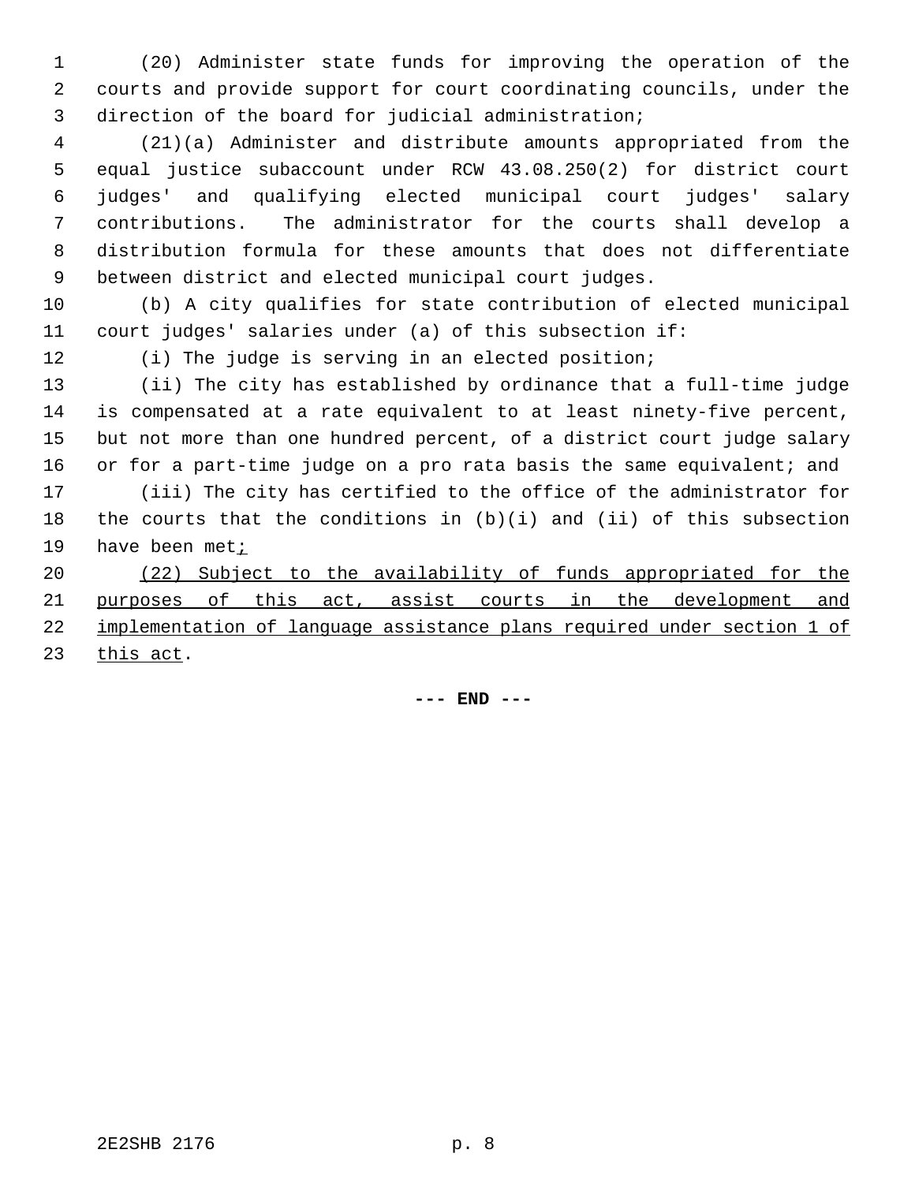(20) Administer state funds for improving the operation of the courts and provide support for court coordinating councils, under the direction of the board for judicial administration;

(21)(a) Administer and distribute amounts appropriated from the equal justice subaccount under RCW 43.08.250(2) for district court judges' and qualifying elected municipal court judges' salary contributions. The administrator for the courts shall develop a distribution formula for these amounts that does not differentiate between district and elected municipal court judges.

(b) A city qualifies for state contribution of elected municipal court judges' salaries under (a) of this subsection if:

(i) The judge is serving in an elected position;

(ii) The city has established by ordinance that a full-time judge is compensated at a rate equivalent to at least ninety-five percent, but not more than one hundred percent, of a district court judge salary or for a part-time judge on a pro rata basis the same equivalent; and

(iii) The city has certified to the office of the administrator for the courts that the conditions in (b)(i) and (ii) of this subsection have been met;

(22) Subject to the availability of funds appropriated for the purposes of this act, assist courts in the development and implementation of language assistance plans required under section 1 of this act.

**--- END ---**